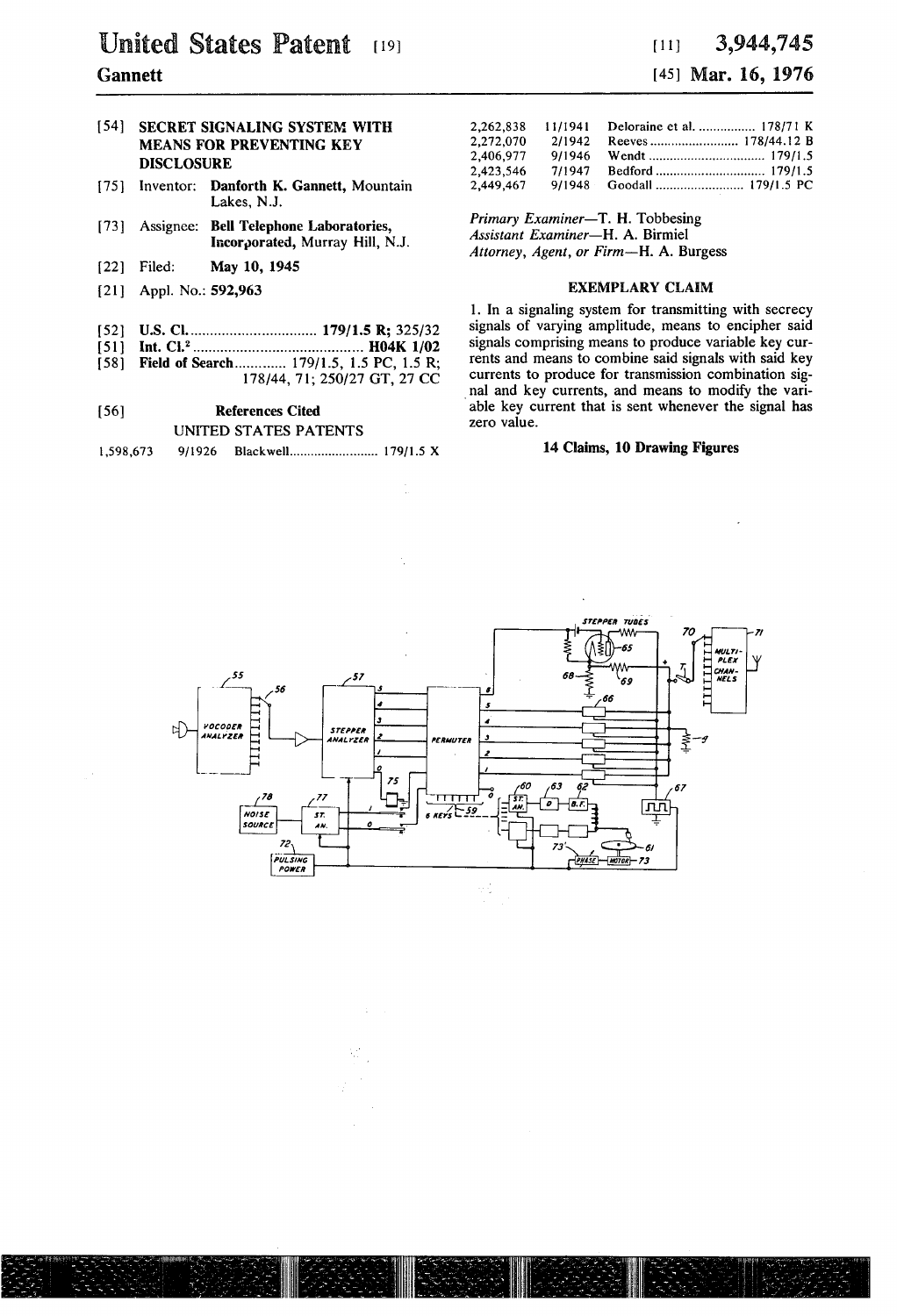# United States Patent [19]

**Gannett**

[11] **3,944,745**

[45] **Mar. 16, 1976**

[54] **SECRET SIGNALING SYSTEM WITH MEANS FOR PREVENTING KEY DISCLOSURE**

[75] Inventor: **Danforth K. Gannett**, Mountain Lakes, N.J.

[73] Assignee: **Bell Telephone Laboratories, Incorporated**, Murray Hill, N.J.

[22] Filed: **May 10, 1945**

[21] Appl. No.: **592,963**

[52] **U.S. Cl.** ................................ **179/1.5 R**; 325/32

[51] **Int. Cl.²** ........................................... **H04K 1/02**

[58] **Field of Search** ............. 179/1.5, 1.5 PC, 1.5 R; 178/44, 71; 250/27 GT, 27 CC

[56] **References Cited**

UNITED STATES PATENTS

| | | | |
|---|---|---|---|
| 1,598,673 | 9/1926 | Blackwell | 179/1.5 X |
| 2,262,838 | 11/1941 | Deloraine et al. | 178/71 K |
| 2,272,070 | 2/1942 | Reeves | 178/44.12 B |
| 2,406,977 | 9/1946 | Wendt | 179/1.5 |
| 2,423,546 | 7/1947 | Bedford | 179/1.5 |
| 2,449,467 | 9/1948 | Goodall | 179/1.5 PC |

*Primary Examiner*—T. H. Tobbesing
*Assistant Examiner*—H. A. Birmiel
*Attorney, Agent, or Firm*—H. A. Burgess

## EXEMPLARY CLAIM

1. In a signaling system for transmitting with secrecy signals of varying amplitude, means to encipher said signals comprising means to produce variable key currents and means to combine said signals with said key currents to produce for transmission combination signal and key currents, and means to modify the variable key current that is sent whenever the signal has zero value.

**14 Claims, 10 Drawing Figures**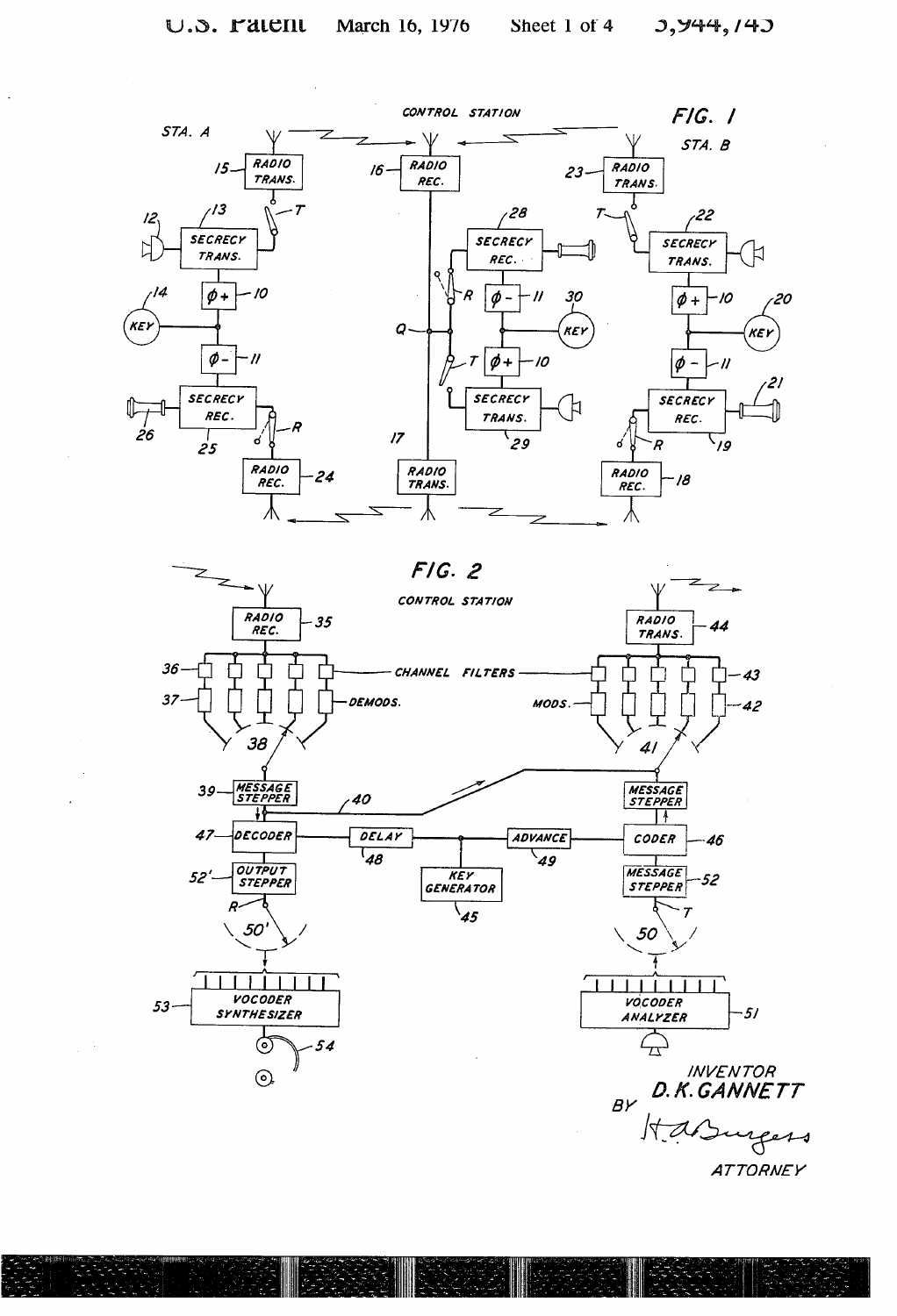FIG. 1

FIG. 2

INVENTOR
D. K. GANNETT
BY H. A. Burgess
ATTORNEY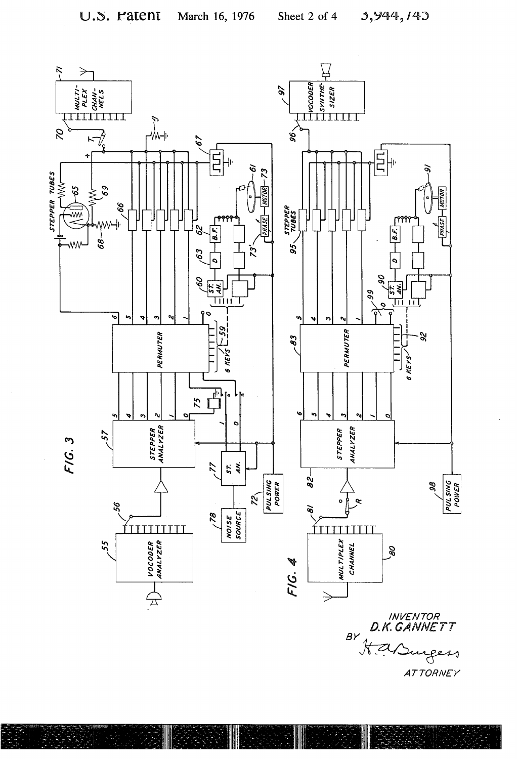FIG. 3

FIG. 4

INVENTOR
D. K. GANNETT
BY
ATTORNEY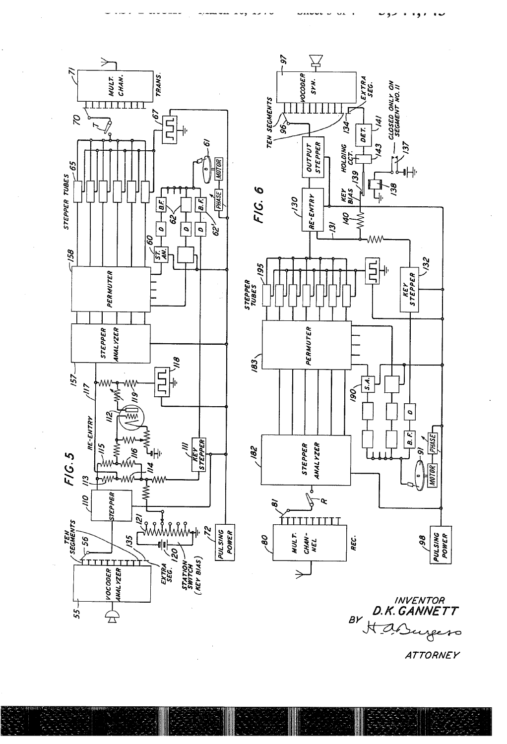FIG. 5

FIG. 6

INVENTOR
D. K. GANNETT

BY H. A. Burgess

ATTORNEY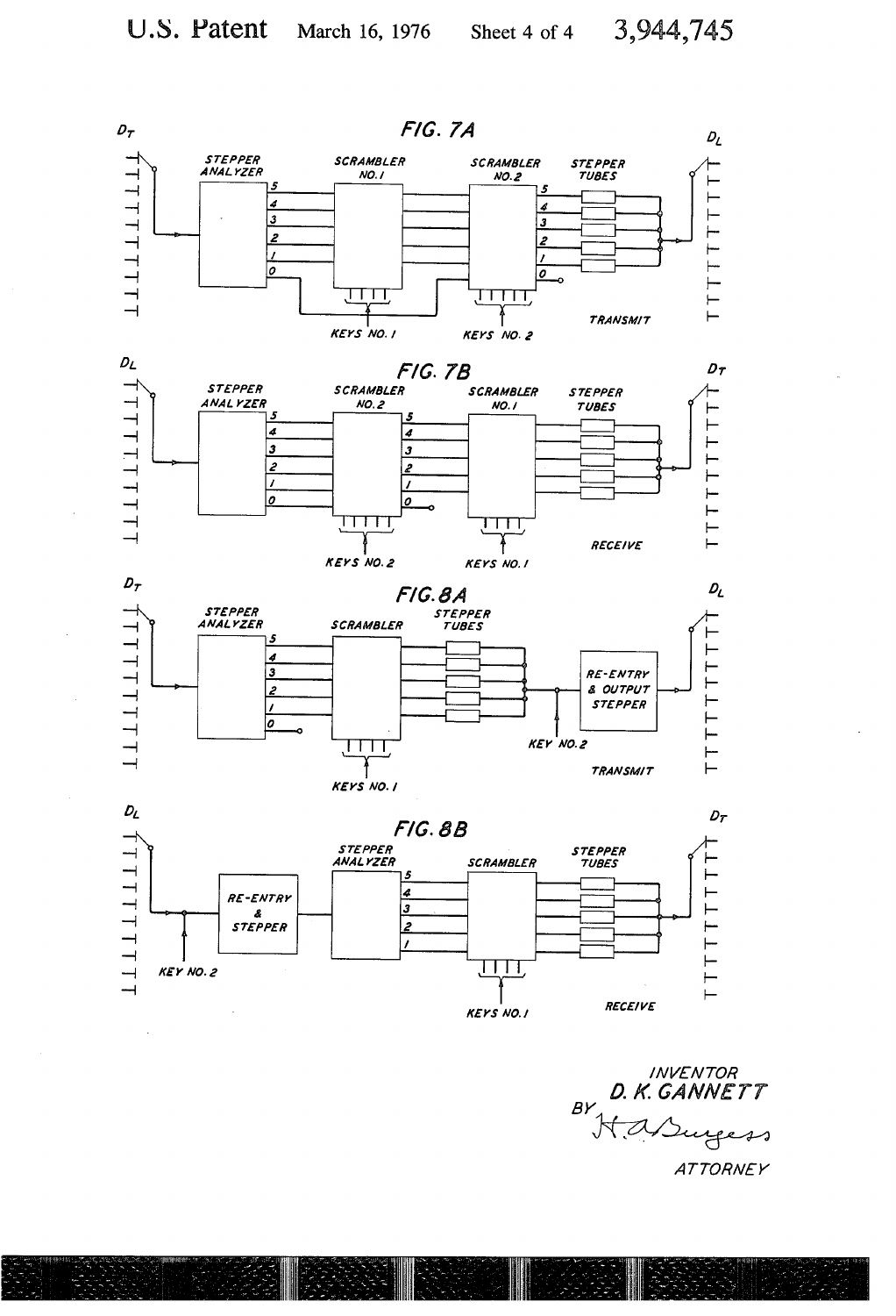FIG. 7A

$D_T$

STEPPER ANALYZER

SCRAMBLER NO. 1

SCRAMBLER NO. 2

STEPPER TUBES

$D_L$

5 4 3 2 1 0

5 4 3 2 1 0

KEYS NO. 1

KEYS NO. 2

TRANSMIT

FIG. 7B

$D_L$

STEPPER ANALYZER

SCRAMBLER NO. 2

SCRAMBLER NO. 1

STEPPER TUBES

$D_T$

5 4 3 2 1 0

5 4 3 2 1 0

KEYS NO. 2

KEYS NO. 1

RECEIVE

FIG. 8A

$D_T$

STEPPER ANALYZER

SCRAMBLER

STEPPER TUBES

$D_L$

5 4 3 2 1 0

RE-ENTRY & OUTPUT STEPPER

KEY NO. 2

KEYS NO. 1

TRANSMIT

FIG. 8B

$D_L$

RE-ENTRY & STEPPER

KEY NO. 2

STEPPER ANALYZER

SCRAMBLER

STEPPER TUBES

$D_T$

5 4 3 2 1

KEYS NO. 1

RECEIVE

INVENTOR
D. K. GANNETT
BY H. A. Burgess
ATTORNEY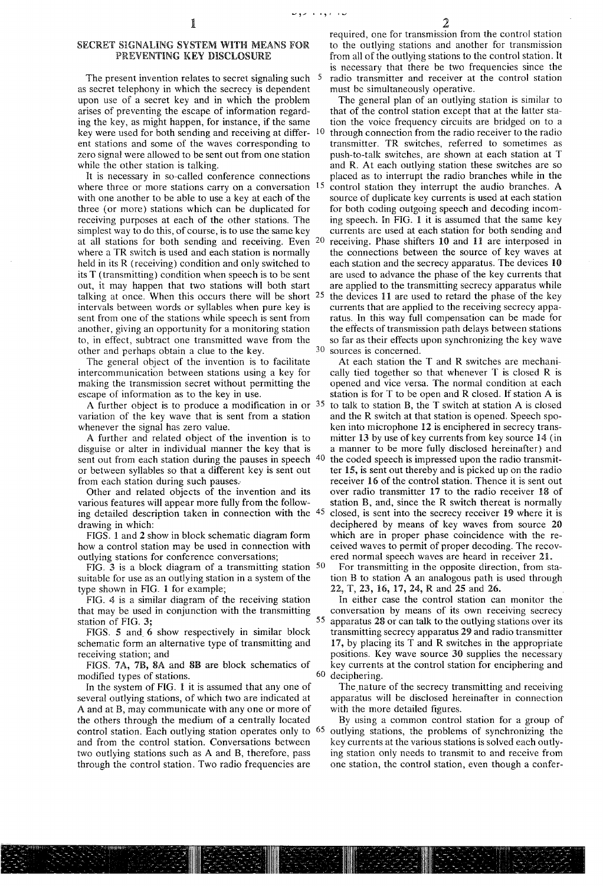# SECRET SIGNALING SYSTEM WITH MEANS FOR PREVENTING KEY DISCLOSURE

The present invention relates to secret signaling such as secret telephony in which the secrecy is dependent upon use of a secret key and in which the problem arises of preventing the escape of information regarding the key, as might happen, for instance, if the same key were used for both sending and receiving at different stations and some of the waves corresponding to zero signal were allowed to be sent out from one station while the other station is talking.

It is necessary in so-called conference connections where three or more stations carry on a conversation with one another to be able to use a key at each of the three (or more) stations which can be duplicated for receiving purposes at each of the other stations. The simplest way to do this, of course, is to use the same key at all stations for both sending and receiving. Even where a TR switch is used and each station is normally held in its R (receiving) condition and only switched to its T (transmitting) condition when speech is to be sent out, it may happen that two stations will both start talking at once. When this occurs there will be short intervals between words or syllables when pure key is sent from one of the stations while speech is sent from another, giving an opportunity for a monitoring station to, in effect, subtract one transmitted wave from the other and perhaps obtain a clue to the key.

The general object of the invention is to facilitate intercommunication between stations using a key for making the transmission secret without permitting the escape of information as to the key in use.

A further object is to produce a modification in or variation of the key wave that is sent from a station whenever the signal has zero value.

A further and related object of the invention is to disguise or alter in individual manner the key that is sent out from each station during the pauses in speech or between syllables so that a different key is sent out from each station during such pauses.

Other and related objects of the invention and its various features will appear more fully from the following detailed description taken in connection with the drawing in which:

FIGS. 1 and 2 show in block schematic diagram form how a control station may be used in connection with outlying stations for conference conversations;

FIG. 3 is a block diagram of a transmitting station suitable for use as an outlying station in a system of the type shown in FIG. 1 for example;

FIG. 4 is a similar diagram of the receiving station that may be used in conjunction with the transmitting station of FIG. 3;

FIGS. 5 and 6 show respectively in similar block schematic form an alternative type of transmitting and receiving station; and

FIGS. 7A, 7B, 8A and 8B are block schematics of modified types of stations.

In the system of FIG. 1 it is assumed that any one of several outlying stations, of which two are indicated at A and at B, may communicate with any one or more of the others through the medium of a centrally located control station. Each outlying station operates only to and from the control station. Conversations between two outlying stations such as A and B, therefore, pass through the control station. Two radio frequencies are required, one for transmission from the control station to the outlying stations and another for transmission from all of the outlying stations to the control station. It is necessary that there be two frequencies since the radio transmitter and receiver at the control station must be simultaneously operative.

The general plan of an outlying station is similar to that of the control station except that at the latter station the voice frequency circuits are bridged on to a through connection from the radio receiver to the radio transmitter. TR switches, referred to sometimes as push-to-talk switches, are shown at each station at T and R. At each outlying station these switches are so placed as to interrupt the radio branches while in the control station they interrupt the audio branches. A source of duplicate key currents is used at each station for both coding outgoing speech and decoding incoming speech. In FIG. 1 it is assumed that the same key currents are used at each station for both sending and receiving. Phase shifters 10 and 11 are interposed in the connections between the source of key waves at each station and the secrecy apparatus. The devices 10 are used to advance the phase of the key currents that are applied to the transmitting secrecy apparatus while the devices 11 are used to retard the phase of the key currents that are applied to the receiving secrecy apparatus. In this way full compensation can be made for the effects of transmission path delays between stations so far as their effects upon synchronizing the key wave sources is concerned.

At each station the T and R switches are mechanically tied together so that whenever T is closed R is opened and vice versa. The normal condition at each station is for T to be open and R closed. If station A is to talk to station B, the T switch at station A is closed and the R switch at that station is opened. Speech spoken into microphone 12 is enciphered in secrecy transmitter 13 by use of key currents from key source 14 (in a manner to be more fully disclosed hereinafter) and the coded speech is impressed upon the radio transmitter 15, is sent out thereby and is picked up on the radio receiver 16 of the control station. Thence it is sent out over radio transmitter 17 to the radio receiver 18 of station B, and, since the R switch thereat is normally closed, is sent into the secrecy receiver 19 where it is deciphered by means of key waves from source 20 which are in proper phase coincidence with the received waves to permit of proper decoding. The recovered normal speech waves are heard in receiver 21.

For transmitting in the opposite direction, from station B to station A an analogous path is used through 22, T, 23, 16, 17, 24, R and 25 and 26.

In either case the control station can monitor the conversation by means of its own receiving secrecy apparatus 28 or can talk to the outlying stations over its transmitting secrecy apparatus 29 and radio transmitter 17, by placing its T and R switches in the appropriate positions. Key wave source 30 supplies the necessary key currents at the control station for enciphering and deciphering.

The nature of the secrecy transmitting and receiving apparatus will be disclosed hereinafter in connection with the more detailed figures.

By using a common control station for a group of outlying stations, the problems of synchronizing the key currents at the various stations is solved each outlying station only needs to transmit to and receive from one station, the control station, even though a confer-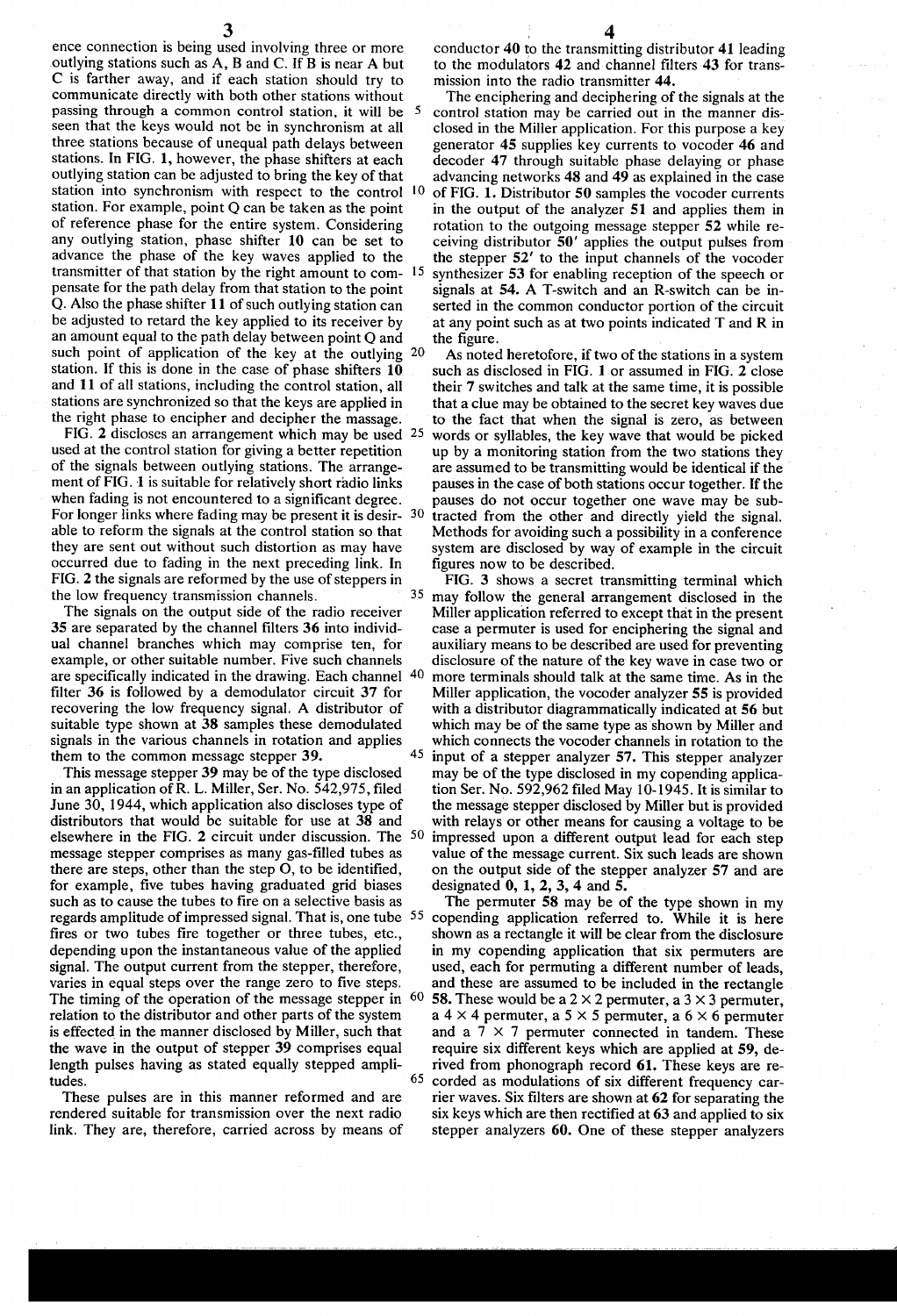ence connection is being used involving three or more outlying stations such as A, B and C. If B is near A but C is farther away, and if each station should try to communicate directly with both other stations without passing through a common control station, it will be seen that the keys would not be in synchronism at all three stations because of unequal path delays between stations. In FIG. 1, however, the phase shifters at each outlying station can be adjusted to bring the key of that station into synchronism with respect to the control station. For example, point Q can be taken as the point of reference phase for the entire system. Considering any outlying station, phase shifter **10** can be set to advance the phase of the key waves applied to the transmitter of that station by the right amount to compensate for the path delay from that station to the point Q. Also the phase shifter **11** of such outlying station can be adjusted to retard the key applied to its receiver by an amount equal to the path delay between point Q and such point of application of the key at the outlying station. If this is done in the case of phase shifters **10** and **11** of all stations, including the control station, all stations are synchronized so that the keys are applied in the right phase to encipher and decipher the massage.

FIG. **2** discloses an arrangement which may be used used at the control station for giving a better repetition of the signals between outlying stations. The arrangement of FIG. **1** is suitable for relatively short radio links when fading is not encountered to a significant degree. For longer links where fading may be present it is desirable to reform the signals at the control station so that they are sent out without such distortion as may have occurred due to fading in the next preceding link. In FIG. **2** the signals are reformed by the use of steppers in the low frequency transmission channels.

The signals on the output side of the radio receiver **35** are separated by the channel filters **36** into individual channel branches which may comprise ten, for example, or other suitable number. Five such channels are specifically indicated in the drawing. Each channel filter **36** is followed by a demodulator circuit **37** for recovering the low frequency signal. A distributor of suitable type shown at **38** samples these demodulated signals in the various channels in rotation and applies them to the common message stepper **39**.

This message stepper **39** may be of the type disclosed in an application of R. L. Miller, Ser. No. 542,975, filed June 30, 1944, which application also discloses type of distributors that would be suitable for use at **38** and elsewhere in the FIG. **2** circuit under discussion. The message stepper comprises as many gas-filled tubes as there are steps, other than the step O, to be identified, for example, five tubes having graduated grid biases such as to cause the tubes to fire on a selective basis as regards amplitude of impressed signal. That is, one tube fires or two tubes fire together or three tubes, etc., depending upon the instantaneous value of the applied signal. The output current from the stepper, therefore, varies in equal steps over the range zero to five steps. The timing of the operation of the message stepper in relation to the distributor and other parts of the system is effected in the manner disclosed by Miller, such that the wave in the output of stepper **39** comprises equal length pulses having as stated equally stepped amplitudes.

These pulses are in this manner reformed and are rendered suitable for transmission over the next radio link. They are, therefore, carried across by means of conductor **40** to the transmitting distributor **41** leading to the modulators **42** and channel filters **43** for transmission into the radio transmitter **44**.

The enciphering and deciphering of the signals at the control station may be carried out in the manner disclosed in the Miller application. For this purpose a key generator **45** supplies key currents to vocoder **46** and decoder **47** through suitable phase delaying or phase advancing networks **48** and **49** as explained in the case of FIG. **1**. Distributor **50** samples the vocoder currents in the output of the analyzer **51** and applies them in rotation to the outgoing message stepper **52** while receiving distributor **50'** applies the output pulses from the stepper **52'** to the input channels of the vocoder synthesizer **53** for enabling reception of the speech or signals at **54**. A T-switch and an R-switch can be inserted in the common conductor portion of the circuit at any point such as at two points indicated T and R in the figure.

As noted heretofore, if two of the stations in a system such as disclosed in FIG. **1** or assumed in FIG. **2** close their **7** switches and talk at the same time, it is possible that a clue may be obtained to the secret key waves due to the fact that when the signal is zero, as between words or syllables, the key wave that would be picked up by a monitoring station from the two stations they are assumed to be transmitting would be identical if the pauses in the case of both stations occur together. If the pauses do not occur together one wave may be subtracted from the other and directly yield the signal. Methods for avoiding such a possibility in a conference system are disclosed by way of example in the circuit figures now to be described.

FIG. **3** shows a secret transmitting terminal which may follow the general arrangement disclosed in the Miller application referred to except that in the present case a permuter is used for enciphering the signal and auxiliary means to be described are used for preventing disclosure of the nature of the key wave in case two or more terminals should talk at the same time. As in the Miller application, the vocoder analyzer **55** is provided with a distributor diagrammatically indicated at **56** but which may be of the same type as shown by Miller and which connects the vocoder channels in rotation to the input of a stepper analyzer **57**. This stepper analyzer may be of the type disclosed in my copending application Ser. No. 592,962 filed May 10-1945. It is similar to the message stepper disclosed by Miller but is provided with relays or other means for causing a voltage to be impressed upon a different output lead for each step value of the message current. Six such leads are shown on the output side of the stepper analyzer **57** and are designated **0, 1, 2, 3, 4** and **5**.

The permuter **58** may be of the type shown in my copending application referred to. While it is here shown as a rectangle it will be clear from the disclosure in my copending application that six permuters are used, each for permuting a different number of leads, and these are assumed to be included in the rectangle **58**. These would be a 2 × 2 permuter, a 3 × 3 permuter, a 4 × 4 permuter, a 5 × 5 permuter, a 6 × 6 permuter and a 7 × 7 permuter connected in tandem. These require six different keys which are applied at **59**, derived from phonograph record **61**. These keys are recorded as modulations of six different frequency carrier waves. Six filters are shown at **62** for separating the six keys which are then rectified at **63** and applied to six stepper analyzers **60**. One of these stepper analyzers